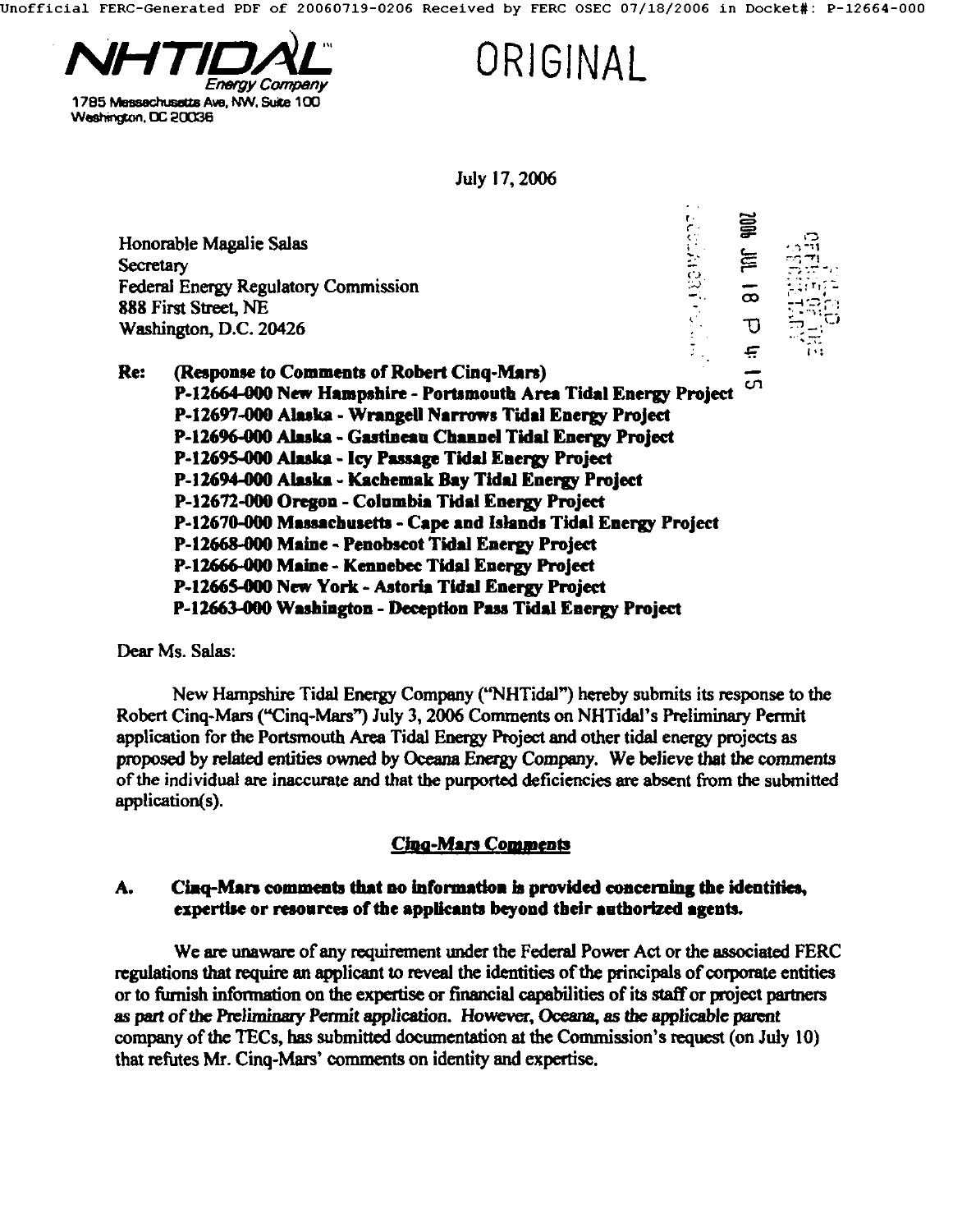**NHTIDAL**™
*Energy Company*
1785 Massachusetts Ave, NW, Suite 100
Washington, DC 20036

ORIGINAL

July 17, 2006

Honorable Magalie Salas
Secretary
Federal Energy Regulatory Commission
888 First Street, NE
Washington, D.C. 20426

**Re: (Response to Comments of Robert Cinq-Mars)**
**P-12664-000 New Hampshire - Portsmouth Area Tidal Energy Project**
**P-12697-000 Alaska - Wrangell Narrows Tidal Energy Project**
**P-12696-000 Alaska - Gastineau Channel Tidal Energy Project**
**P-12695-000 Alaska - Icy Passage Tidal Energy Project**
**P-12694-000 Alaska - Kachemak Bay Tidal Energy Project**
**P-12672-000 Oregon - Columbia Tidal Energy Project**
**P-12670-000 Massachusetts - Cape and Islands Tidal Energy Project**
**P-12668-000 Maine - Penobscot Tidal Energy Project**
**P-12666-000 Maine - Kennebec Tidal Energy Project**
**P-12665-000 New York - Astoria Tidal Energy Project**
**P-12663-000 Washington - Deception Pass Tidal Energy Project**

Dear Ms. Salas:

New Hampshire Tidal Energy Company ("NHTidal") hereby submits its response to the Robert Cinq-Mars ("Cinq-Mars") July 3, 2006 Comments on NHTidal's Preliminary Permit application for the Portsmouth Area Tidal Energy Project and other tidal energy projects as proposed by related entities owned by Oceana Energy Company. We believe that the comments of the individual are inaccurate and that the purported deficiencies are absent from the submitted application(s).

## Cinq-Mars Comments

### A. Cinq-Mars comments that no information is provided concerning the identities, expertise or resources of the applicants beyond their authorized agents.

We are unaware of any requirement under the Federal Power Act or the associated FERC regulations that require an applicant to reveal the identities of the principals of corporate entities or to furnish information on the expertise or financial capabilities of its staff or project partners *as part of the Preliminary Permit application*. However, Oceana, as the applicable parent company of the TECs, has submitted documentation at the Commission's request (on July 10) that refutes Mr. Cinq-Mars' comments on identity and expertise.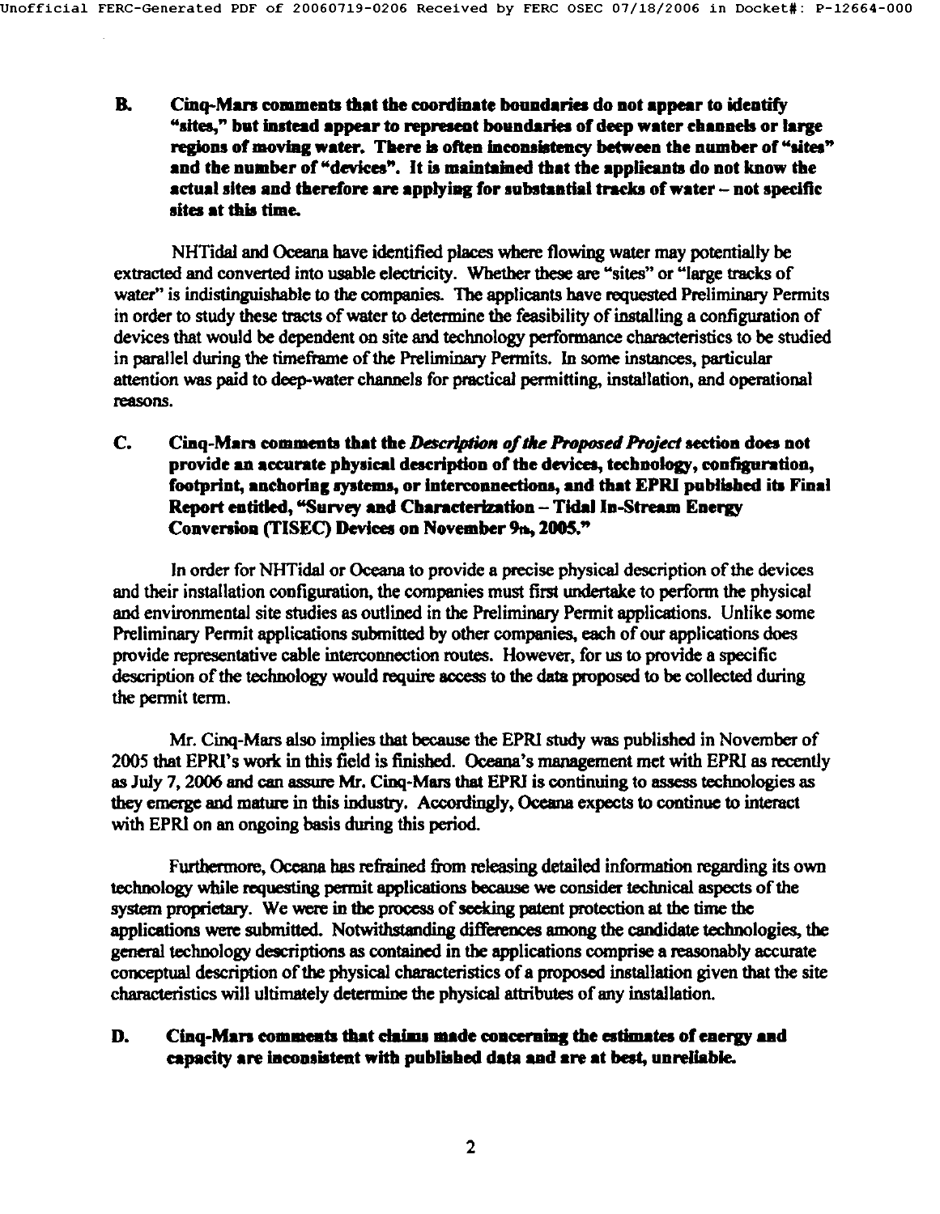**B. Cinq-Mars comments that the coordinate boundaries do not appear to identify "sites," but instead appear to represent boundaries of deep water channels or large regions of moving water. There is often inconsistency between the number of "sites" and the number of "devices". It is maintained that the applicants do not know the actual sites and therefore are applying for substantial tracks of water – not specific sites at this time.**

NHTidal and Oceana have identified places where flowing water may potentially be extracted and converted into usable electricity. Whether these are "sites" or "large tracks of water" is indistinguishable to the companies. The applicants have requested Preliminary Permits in order to study these tracts of water to determine the feasibility of installing a configuration of devices that would be dependent on site and technology performance characteristics to be studied in parallel during the timeframe of the Preliminary Permits. In some instances, particular attention was paid to deep-water channels for practical permitting, installation, and operational reasons.

**C. Cinq-Mars comments that the *Description of the Proposed Project* section does not provide an accurate physical description of the devices, technology, configuration, footprint, anchoring systems, or interconnections, and that EPRI published its Final Report entitled, "Survey and Characterization – Tidal In-Stream Energy Conversion (TISEC) Devices on November 9th, 2005."**

In order for NHTidal or Oceana to provide a precise physical description of the devices and their installation configuration, the companies must first undertake to perform the physical and environmental site studies as outlined in the Preliminary Permit applications. Unlike some Preliminary Permit applications submitted by other companies, each of our applications does provide representative cable interconnection routes. However, for us to provide a specific description of the technology would require access to the data proposed to be collected during the permit term.

Mr. Cinq-Mars also implies that because the EPRI study was published in November of 2005 that EPRI's work in this field is finished. Oceana's management met with EPRI as recently as July 7, 2006 and can assure Mr. Cinq-Mars that EPRI is continuing to assess technologies as they emerge and mature in this industry. Accordingly, Oceana expects to continue to interact with EPRI on an ongoing basis during this period.

Furthermore, Oceana has refrained from releasing detailed information regarding its own technology while requesting permit applications because we consider technical aspects of the system proprietary. We were in the process of seeking patent protection at the time the applications were submitted. Notwithstanding differences among the candidate technologies, the general technology descriptions as contained in the applications comprise a reasonably accurate conceptual description of the physical characteristics of a proposed installation given that the site characteristics will ultimately determine the physical attributes of any installation.

**D. Cinq-Mars comments that claims made concerning the estimates of energy and capacity are inconsistent with published data and are at best, unreliable.**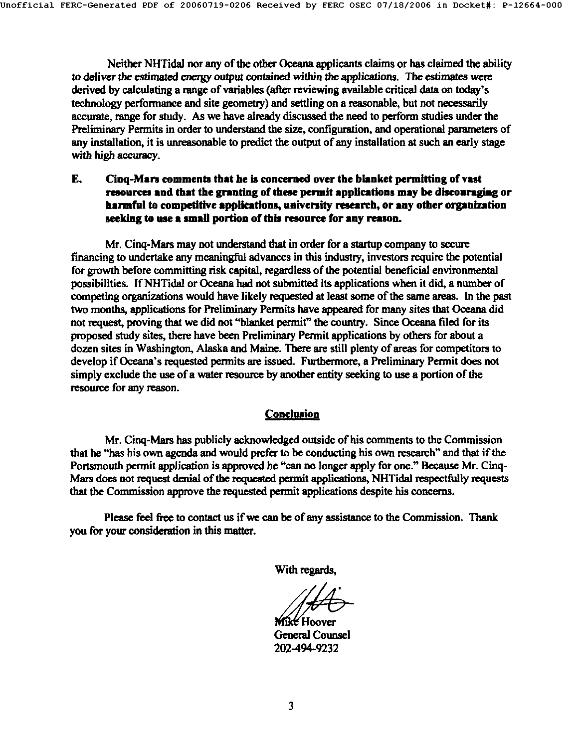Neither NHTidal nor any of the other Oceana applicants claims or has claimed the ability to deliver the estimated energy output contained within the applications. The estimates were derived by calculating a range of variables (after reviewing available critical data on today's technology performance and site geometry) and settling on a reasonable, but not necessarily accurate, range for study. As we have already discussed the need to perform studies under the Preliminary Permits in order to understand the size, configuration, and operational parameters of any installation, it is unreasonable to predict the output of any installation at such an early stage with high accuracy.

**E. Cinq-Mars comments that he is concerned over the blanket permitting of vast resources and that the granting of these permit applications may be discouraging or harmful to competitive applications, university research, or any other organization seeking to use a small portion of this resource for any reason.**

Mr. Cinq-Mars may not understand that in order for a startup company to secure financing to undertake any meaningful advances in this industry, investors require the potential for growth before committing risk capital, regardless of the potential beneficial environmental possibilities. If NHTidal or Oceana had not submitted its applications when it did, a number of competing organizations would have likely requested at least some of the same areas. In the past two months, applications for Preliminary Permits have appeared for many sites that Oceana did not request, proving that we did not "blanket permit" the country. Since Oceana filed for its proposed study sites, there have been Preliminary Permit applications by others for about a dozen sites in Washington, Alaska and Maine. There are still plenty of areas for competitors to develop if Oceana's requested permits are issued. Furthermore, a Preliminary Permit does not simply exclude the use of a water resource by another entity seeking to use a portion of the resource for any reason.

## Conclusion

Mr. Cinq-Mars has publicly acknowledged outside of his comments to the Commission that he "has his own agenda and would prefer to be conducting his own research" and that if the Portsmouth permit application is approved he "can no longer apply for one." Because Mr. Cinq-Mars does not request denial of the requested permit applications, NHTidal respectfully requests that the Commission approve the requested permit applications despite his concerns.

Please feel free to contact us if we can be of any assistance to the Commission. Thank you for your consideration in this matter.

With regards,

Mike Hoover
General Counsel
202-494-9232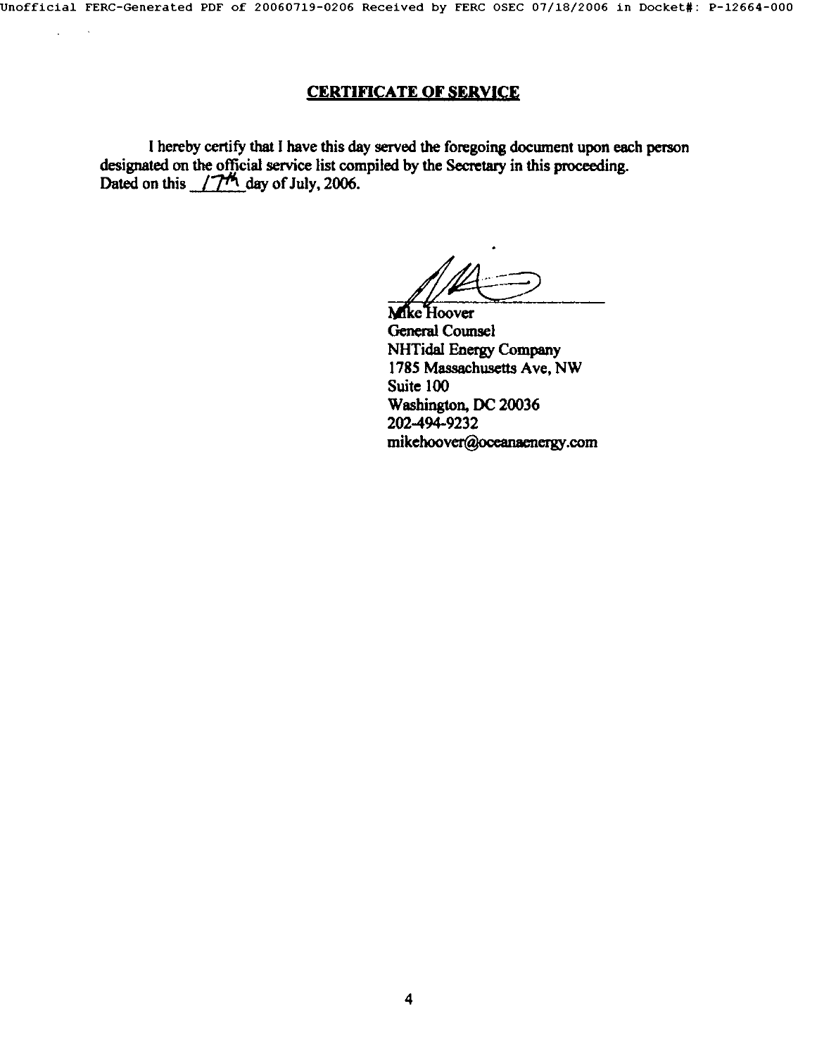## CERTIFICATE OF SERVICE

I hereby certify that I have this day served the foregoing document upon each person designated on the official service list compiled by the Secretary in this proceeding. Dated on this 17th day of July, 2006.

Mike Hoover
General Counsel
NHTidal Energy Company
1785 Massachusetts Ave, NW
Suite 100
Washington, DC 20036
202-494-9232
mikehoover@oceanaenergy.com